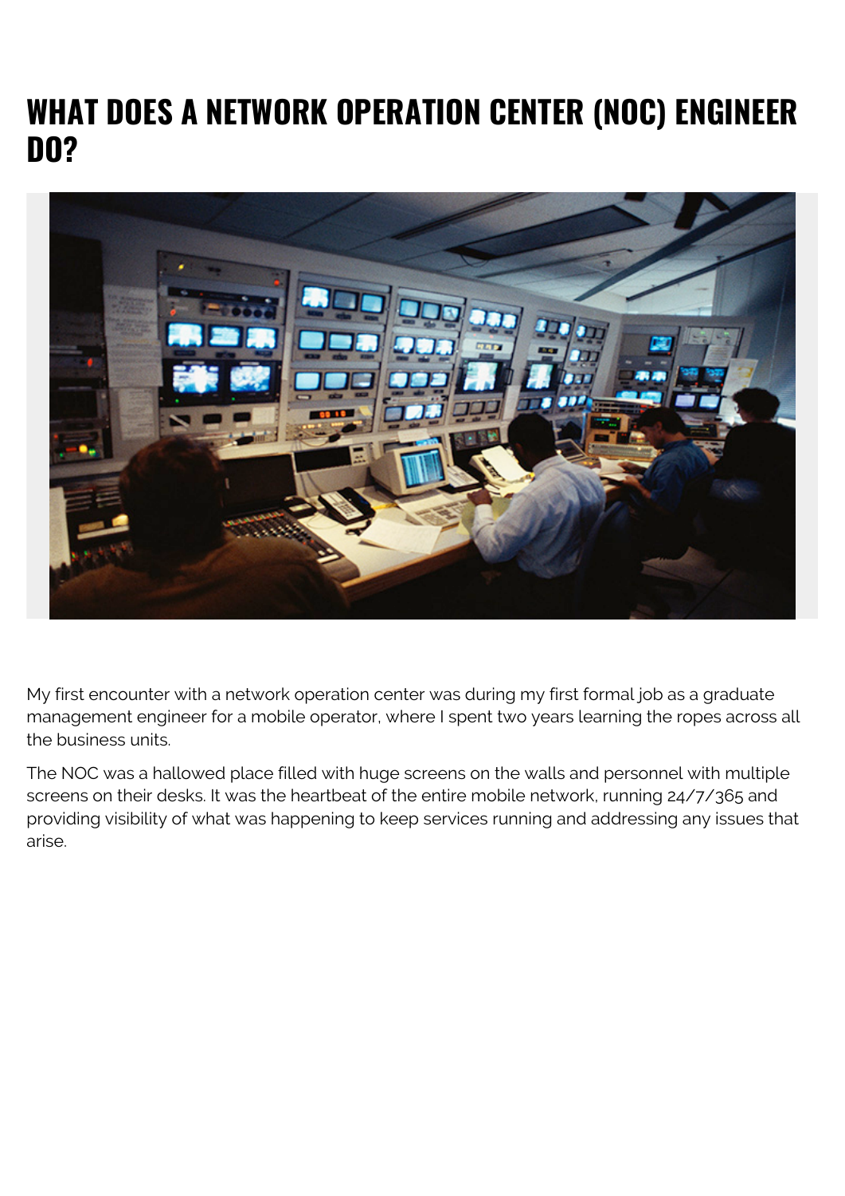# WHAT DOES A NETWORK OPERATION CENTER (NOC) ENGINEER DO?

My first encounter with a network operation center was during my first formal job as a graduate management engineer for a mobile operator, where I spent two years learning the ropes across all the business units.

The NOC was a hallowed place filled with huge screens on the walls and personnel with multiple screens on their desks. It was the heartbeat of the entire mobile network, running 24/7/365 and providing visibility of what was happening to keep services running and addressing any issues that arise.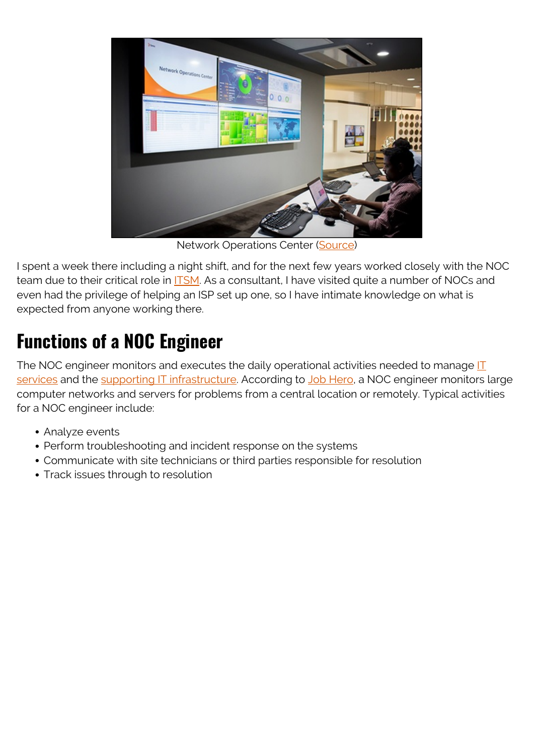Network Operations Center (Source)

I spent a week there including a night shift, and for the next few years worked closely with the NOC team due to their critical role in ITSM. As a consultant, I have visited quite a number of NOCs and even had the privilege of helping an ISP set up one, so I have intimate knowledge on what is expected from anyone working there.

## Functions of a NOC Engineer

The NOC engineer monitors and executes the daily operational activities needed to manage IT services and the supporting IT infrastructure. According to Job Hero, a NOC engineer monitors large computer networks and servers for problems from a central location or remotely. Typical activities for a NOC engineer include:

- Analyze events
- Perform troubleshooting and incident response on the systems
- Communicate with site technicians or third parties responsible for resolution
- Track issues through to resolution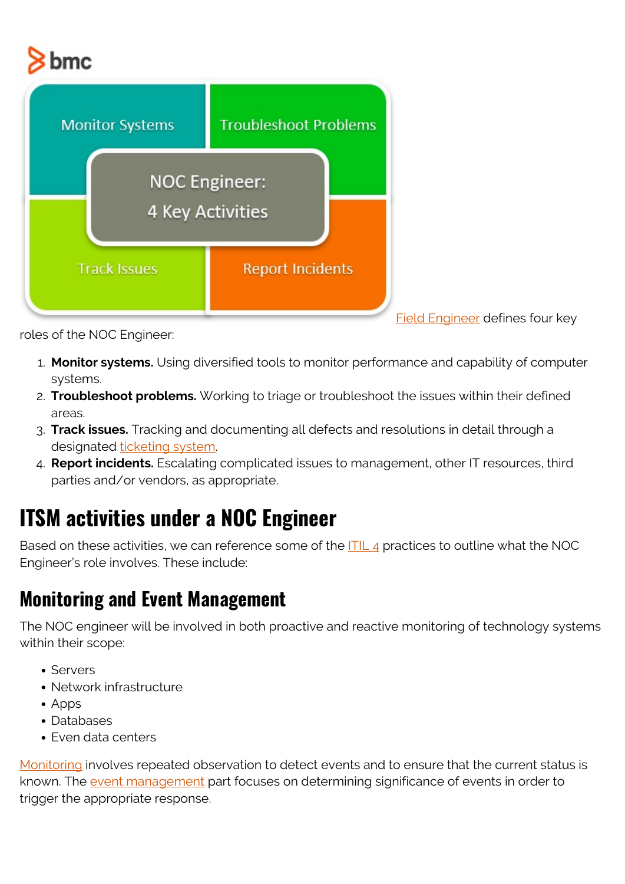Field Engineer defines four key roles of the NOC Engineer:

1. **Monitor systems.** Using diversified tools to monitor performance and capability of computer systems.
2. **Troubleshoot problems.** Working to triage or troubleshoot the issues within their defined areas.
3. **Track issues.** Tracking and documenting all defects and resolutions in detail through a designated ticketing system.
4. **Report incidents.** Escalating complicated issues to management, other IT resources, third parties and/or vendors, as appropriate.

# ITSM activities under a NOC Engineer

Based on these activities, we can reference some of the ITIL 4 practices to outline what the NOC Engineer's role involves. These include:

## Monitoring and Event Management

The NOC engineer will be involved in both proactive and reactive monitoring of technology systems within their scope:

- Servers
- Network infrastructure
- Apps
- Databases
- Even data centers

Monitoring involves repeated observation to detect events and to ensure that the current status is known. The event management part focuses on determining significance of events in order to trigger the appropriate response.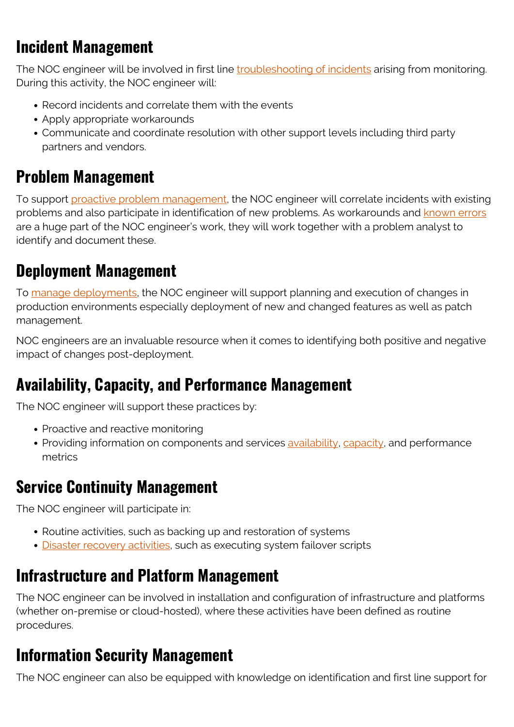## Incident Management

The NOC engineer will be involved in first line troubleshooting of incidents arising from monitoring. During this activity, the NOC engineer will:

- Record incidents and correlate them with the events
- Apply appropriate workarounds
- Communicate and coordinate resolution with other support levels including third party partners and vendors.

## Problem Management

To support proactive problem management, the NOC engineer will correlate incidents with existing problems and also participate in identification of new problems. As workarounds and known errors are a huge part of the NOC engineer's work, they will work together with a problem analyst to identify and document these.

## Deployment Management

To manage deployments, the NOC engineer will support planning and execution of changes in production environments especially deployment of new and changed features as well as patch management.

NOC engineers are an invaluable resource when it comes to identifying both positive and negative impact of changes post-deployment.

## Availability, Capacity, and Performance Management

The NOC engineer will support these practices by:

- Proactive and reactive monitoring
- Providing information on components and services availability, capacity, and performance metrics

## Service Continuity Management

The NOC engineer will participate in:

- Routine activities, such as backing up and restoration of systems
- Disaster recovery activities, such as executing system failover scripts

## Infrastructure and Platform Management

The NOC engineer can be involved in installation and configuration of infrastructure and platforms (whether on-premise or cloud-hosted), where these activities have been defined as routine procedures.

## Information Security Management

The NOC engineer can also be equipped with knowledge on identification and first line support for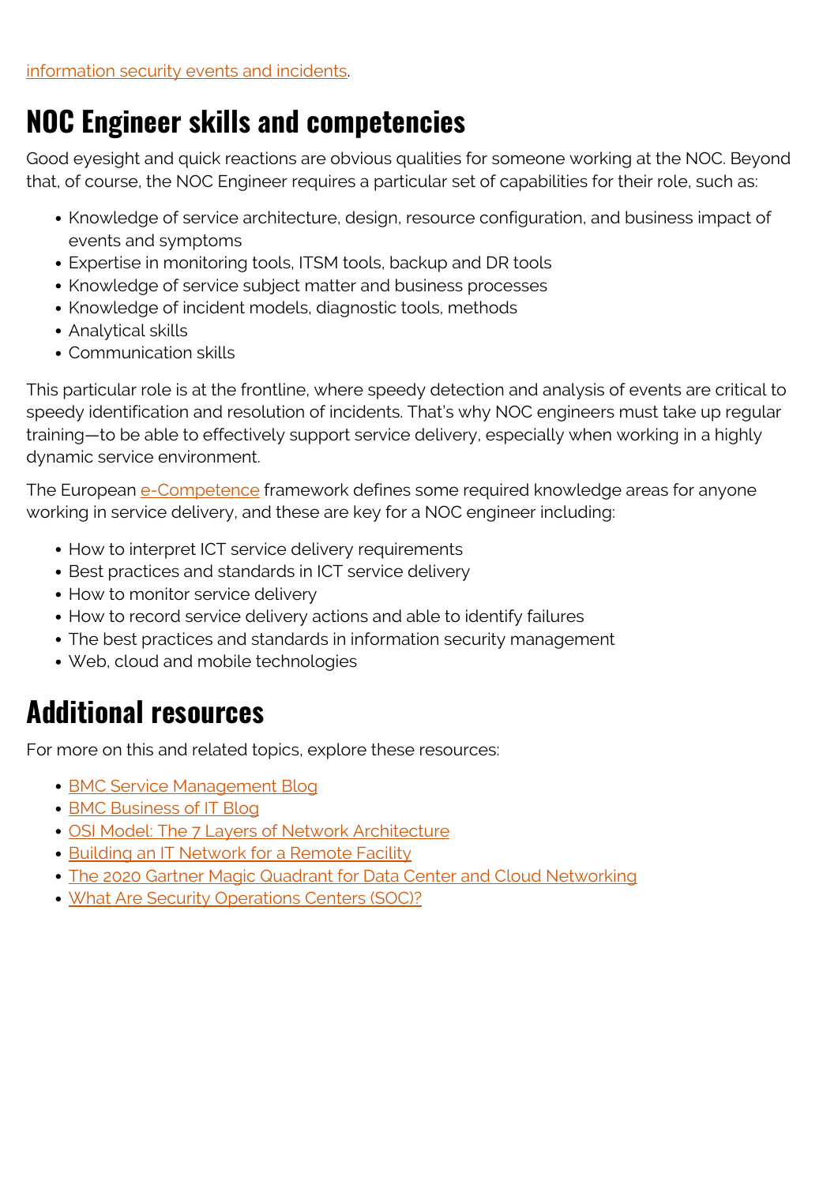information security events and incidents.

## NOC Engineer skills and competencies

Good eyesight and quick reactions are obvious qualities for someone working at the NOC. Beyond that, of course, the NOC Engineer requires a particular set of capabilities for their role, such as:

- Knowledge of service architecture, design, resource configuration, and business impact of events and symptoms
- Expertise in monitoring tools, ITSM tools, backup and DR tools
- Knowledge of service subject matter and business processes
- Knowledge of incident models, diagnostic tools, methods
- Analytical skills
- Communication skills

This particular role is at the frontline, where speedy detection and analysis of events are critical to speedy identification and resolution of incidents. That's why NOC engineers must take up regular training—to be able to effectively support service delivery, especially when working in a highly dynamic service environment.

The European e-Competence framework defines some required knowledge areas for anyone working in service delivery, and these are key for a NOC engineer including:

- How to interpret ICT service delivery requirements
- Best practices and standards in ICT service delivery
- How to monitor service delivery
- How to record service delivery actions and able to identify failures
- The best practices and standards in information security management
- Web, cloud and mobile technologies

## Additional resources

For more on this and related topics, explore these resources:

- BMC Service Management Blog
- BMC Business of IT Blog
- OSI Model: The 7 Layers of Network Architecture
- Building an IT Network for a Remote Facility
- The 2020 Gartner Magic Quadrant for Data Center and Cloud Networking
- What Are Security Operations Centers (SOC)?